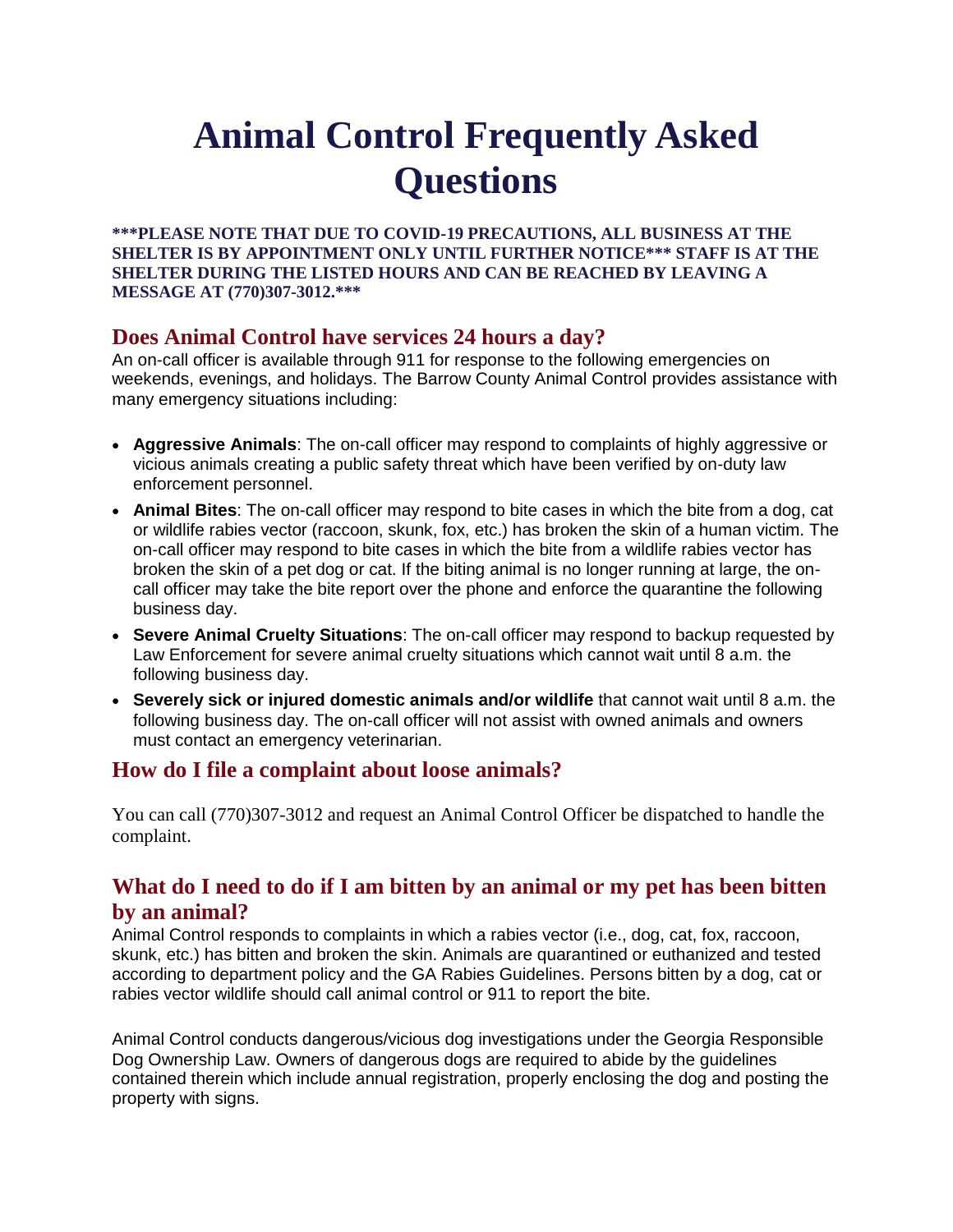# Animal Control Frequently Asked Questions

**\*\*\*PLEASE NOTE THAT DUE TO COVID-19 PRECAUTIONS, ALL BUSINESS AT THE SHELTER IS BY APPOINTMENT ONLY UNTIL FURTHER NOTICE\*\*\* STAFF IS AT THE SHELTER DURING THE LISTED HOURS AND CAN BE REACHED BY LEAVING A MESSAGE AT (770)307-3012.\*\*\***

## Does Animal Control have services 24 hours a day?

An on-call officer is available through 911 for response to the following emergencies on weekends, evenings, and holidays. The Barrow County Animal Control provides assistance with many emergency situations including:

- **Aggressive Animals**: The on-call officer may respond to complaints of highly aggressive or vicious animals creating a public safety threat which have been verified by on-duty law enforcement personnel.
- **Animal Bites**: The on-call officer may respond to bite cases in which the bite from a dog, cat or wildlife rabies vector (raccoon, skunk, fox, etc.) has broken the skin of a human victim. The on-call officer may respond to bite cases in which the bite from a wildlife rabies vector has broken the skin of a pet dog or cat. If the biting animal is no longer running at large, the on-call officer may take the bite report over the phone and enforce the quarantine the following business day.
- **Severe Animal Cruelty Situations**: The on-call officer may respond to backup requested by Law Enforcement for severe animal cruelty situations which cannot wait until 8 a.m. the following business day.
- **Severely sick or injured domestic animals and/or wildlife** that cannot wait until 8 a.m. the following business day. The on-call officer will not assist with owned animals and owners must contact an emergency veterinarian.

## How do I file a complaint about loose animals?

You can call (770)307-3012 and request an Animal Control Officer be dispatched to handle the complaint.

## What do I need to do if I am bitten by an animal or my pet has been bitten by an animal?

Animal Control responds to complaints in which a rabies vector (i.e., dog, cat, fox, raccoon, skunk, etc.) has bitten and broken the skin. Animals are quarantined or euthanized and tested according to department policy and the GA Rabies Guidelines. Persons bitten by a dog, cat or rabies vector wildlife should call animal control or 911 to report the bite.

Animal Control conducts dangerous/vicious dog investigations under the Georgia Responsible Dog Ownership Law. Owners of dangerous dogs are required to abide by the guidelines contained therein which include annual registration, properly enclosing the dog and posting the property with signs.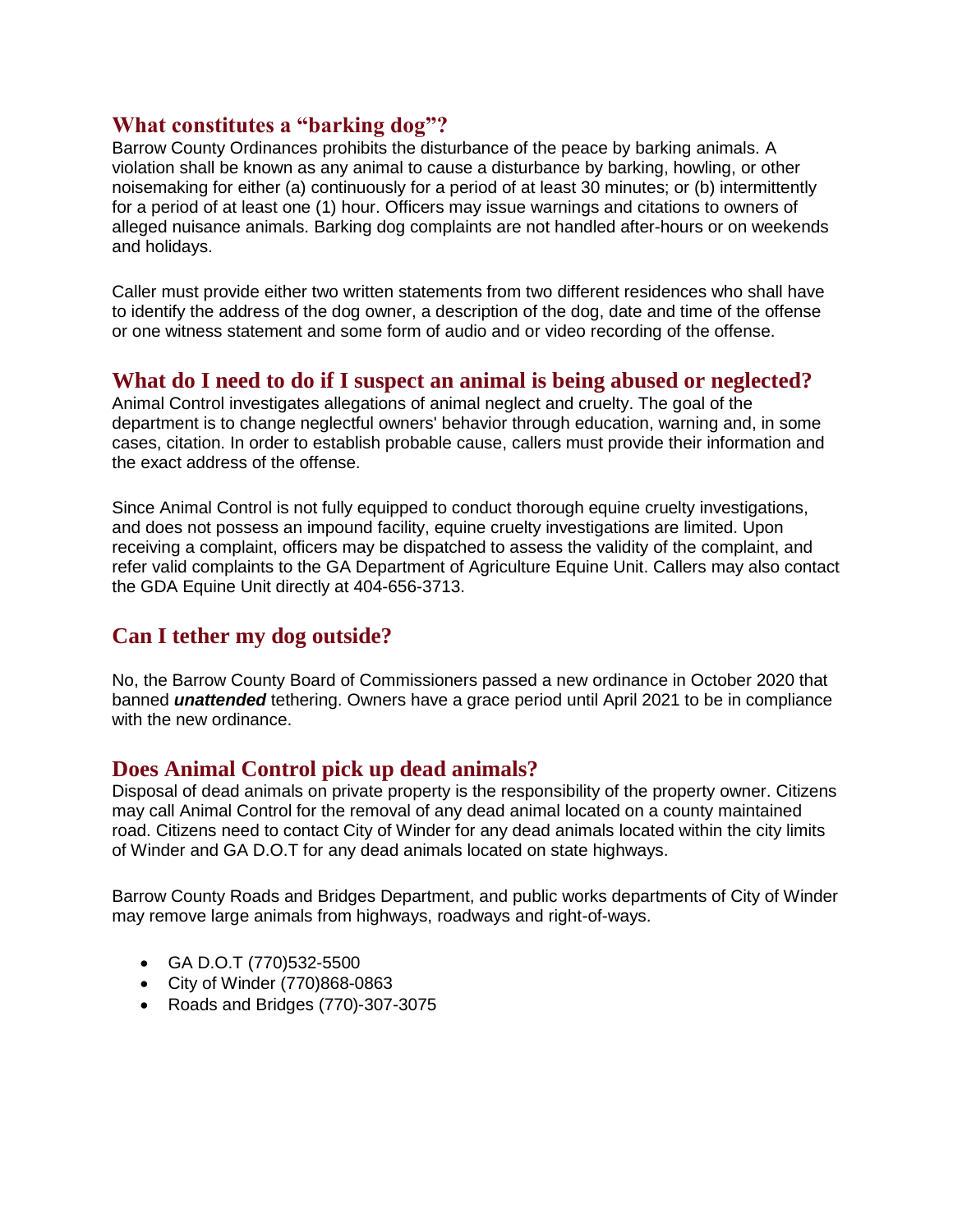## What constitutes a "barking dog"?

Barrow County Ordinances prohibits the disturbance of the peace by barking animals. A violation shall be known as any animal to cause a disturbance by barking, howling, or other noisemaking for either (a) continuously for a period of at least 30 minutes; or (b) intermittently for a period of at least one (1) hour. Officers may issue warnings and citations to owners of alleged nuisance animals. Barking dog complaints are not handled after-hours or on weekends and holidays.

Caller must provide either two written statements from two different residences who shall have to identify the address of the dog owner, a description of the dog, date and time of the offense or one witness statement and some form of audio and or video recording of the offense.

## What do I need to do if I suspect an animal is being abused or neglected?

Animal Control investigates allegations of animal neglect and cruelty. The goal of the department is to change neglectful owners' behavior through education, warning and, in some cases, citation. In order to establish probable cause, callers must provide their information and the exact address of the offense.

Since Animal Control is not fully equipped to conduct thorough equine cruelty investigations, and does not possess an impound facility, equine cruelty investigations are limited. Upon receiving a complaint, officers may be dispatched to assess the validity of the complaint, and refer valid complaints to the GA Department of Agriculture Equine Unit. Callers may also contact the GDA Equine Unit directly at 404-656-3713.

## Can I tether my dog outside?

No, the Barrow County Board of Commissioners passed a new ordinance in October 2020 that banned ***unattended*** tethering. Owners have a grace period until April 2021 to be in compliance with the new ordinance.

## Does Animal Control pick up dead animals?

Disposal of dead animals on private property is the responsibility of the property owner. Citizens may call Animal Control for the removal of any dead animal located on a county maintained road. Citizens need to contact City of Winder for any dead animals located within the city limits of Winder and GA D.O.T for any dead animals located on state highways.

Barrow County Roads and Bridges Department, and public works departments of City of Winder may remove large animals from highways, roadways and right-of-ways.

- GA D.O.T (770)532-5500
- City of Winder (770)868-0863
- Roads and Bridges (770)-307-3075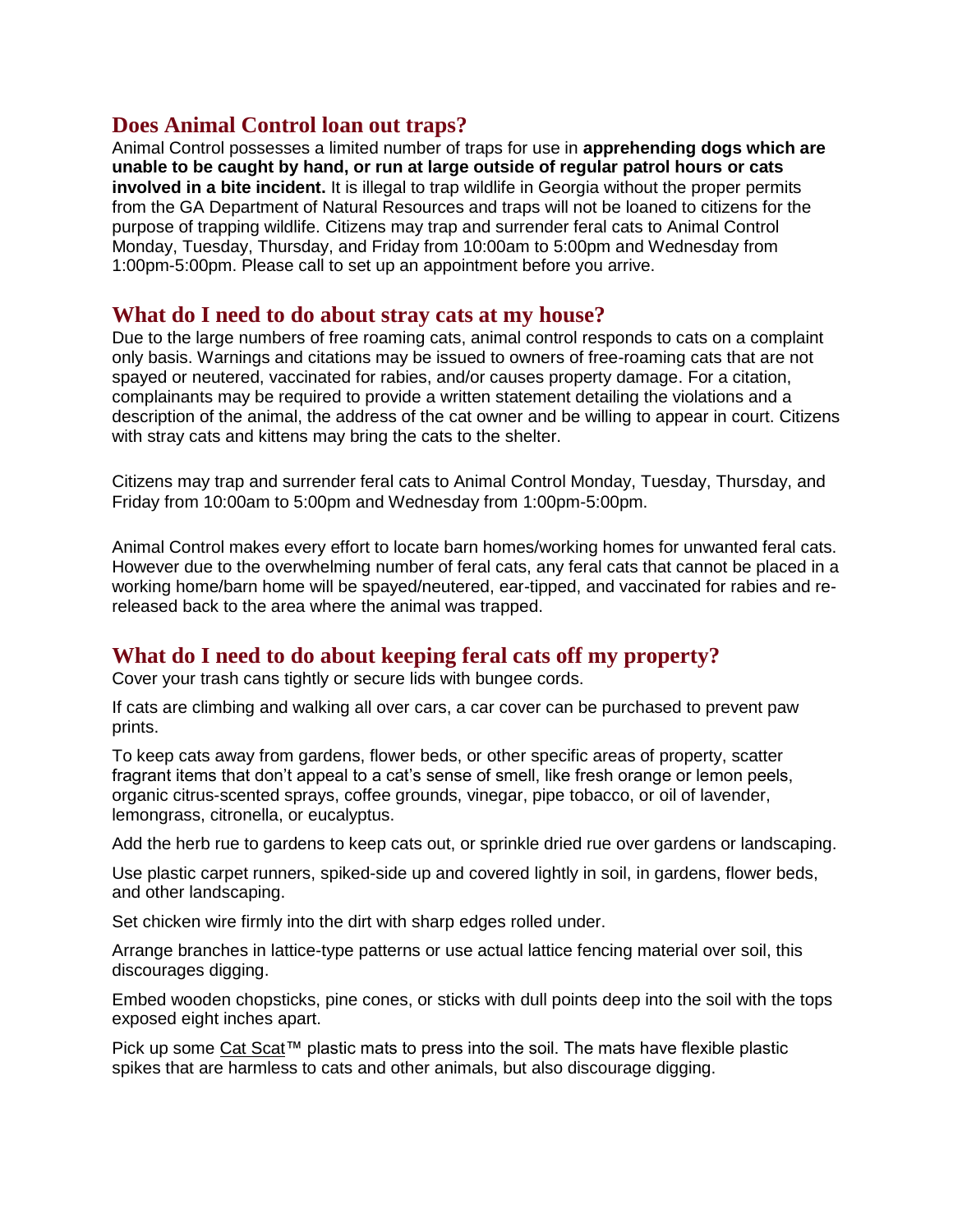## Does Animal Control loan out traps?

Animal Control possesses a limited number of traps for use in **apprehending dogs which are unable to be caught by hand, or run at large outside of regular patrol hours or cats involved in a bite incident.** It is illegal to trap wildlife in Georgia without the proper permits from the GA Department of Natural Resources and traps will not be loaned to citizens for the purpose of trapping wildlife. Citizens may trap and surrender feral cats to Animal Control Monday, Tuesday, Thursday, and Friday from 10:00am to 5:00pm and Wednesday from 1:00pm-5:00pm. Please call to set up an appointment before you arrive.

## What do I need to do about stray cats at my house?

Due to the large numbers of free roaming cats, animal control responds to cats on a complaint only basis. Warnings and citations may be issued to owners of free-roaming cats that are not spayed or neutered, vaccinated for rabies, and/or causes property damage. For a citation, complainants may be required to provide a written statement detailing the violations and a description of the animal, the address of the cat owner and be willing to appear in court. Citizens with stray cats and kittens may bring the cats to the shelter.

Citizens may trap and surrender feral cats to Animal Control Monday, Tuesday, Thursday, and Friday from 10:00am to 5:00pm and Wednesday from 1:00pm-5:00pm.

Animal Control makes every effort to locate barn homes/working homes for unwanted feral cats. However due to the overwhelming number of feral cats, any feral cats that cannot be placed in a working home/barn home will be spayed/neutered, ear-tipped, and vaccinated for rabies and re-released back to the area where the animal was trapped.

## What do I need to do about keeping feral cats off my property?

Cover your trash cans tightly or secure lids with bungee cords.

If cats are climbing and walking all over cars, a car cover can be purchased to prevent paw prints.

To keep cats away from gardens, flower beds, or other specific areas of property, scatter fragrant items that don't appeal to a cat's sense of smell, like fresh orange or lemon peels, organic citrus-scented sprays, coffee grounds, vinegar, pipe tobacco, or oil of lavender, lemongrass, citronella, or eucalyptus.

Add the herb rue to gardens to keep cats out, or sprinkle dried rue over gardens or landscaping.

Use plastic carpet runners, spiked-side up and covered lightly in soil, in gardens, flower beds, and other landscaping.

Set chicken wire firmly into the dirt with sharp edges rolled under.

Arrange branches in lattice-type patterns or use actual lattice fencing material over soil, this discourages digging.

Embed wooden chopsticks, pine cones, or sticks with dull points deep into the soil with the tops exposed eight inches apart.

Pick up some Cat Scat™ plastic mats to press into the soil. The mats have flexible plastic spikes that are harmless to cats and other animals, but also discourage digging.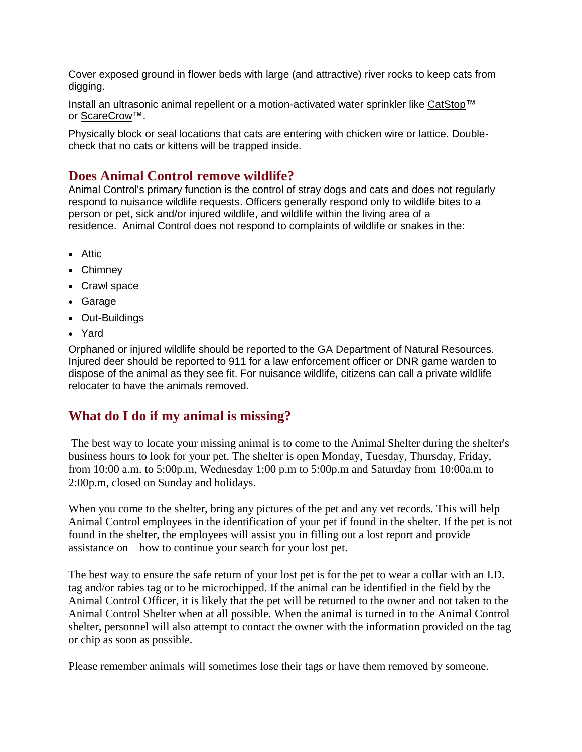Cover exposed ground in flower beds with large (and attractive) river rocks to keep cats from digging.

Install an ultrasonic animal repellent or a motion-activated water sprinkler like CatStop™ or ScareCrow™.

Physically block or seal locations that cats are entering with chicken wire or lattice. Double-check that no cats or kittens will be trapped inside.

## Does Animal Control remove wildlife?

Animal Control's primary function is the control of stray dogs and cats and does not regularly respond to nuisance wildlife requests. Officers generally respond only to wildlife bites to a person or pet, sick and/or injured wildlife, and wildlife within the living area of a residence. Animal Control does not respond to complaints of wildlife or snakes in the:

- Attic
- Chimney
- Crawl space
- Garage
- Out-Buildings
- Yard

Orphaned or injured wildlife should be reported to the GA Department of Natural Resources. Injured deer should be reported to 911 for a law enforcement officer or DNR game warden to dispose of the animal as they see fit. For nuisance wildlife, citizens can call a private wildlife relocater to have the animals removed.

## What do I do if my animal is missing?

The best way to locate your missing animal is to come to the Animal Shelter during the shelter's business hours to look for your pet. The shelter is open Monday, Tuesday, Thursday, Friday, from 10:00 a.m. to 5:00p.m, Wednesday 1:00 p.m to 5:00p.m and Saturday from 10:00a.m to 2:00p.m, closed on Sunday and holidays.

When you come to the shelter, bring any pictures of the pet and any vet records. This will help Animal Control employees in the identification of your pet if found in the shelter. If the pet is not found in the shelter, the employees will assist you in filling out a lost report and provide assistance on how to continue your search for your lost pet.

The best way to ensure the safe return of your lost pet is for the pet to wear a collar with an I.D. tag and/or rabies tag or to be microchipped. If the animal can be identified in the field by the Animal Control Officer, it is likely that the pet will be returned to the owner and not taken to the Animal Control Shelter when at all possible. When the animal is turned in to the Animal Control shelter, personnel will also attempt to contact the owner with the information provided on the tag or chip as soon as possible.

Please remember animals will sometimes lose their tags or have them removed by someone.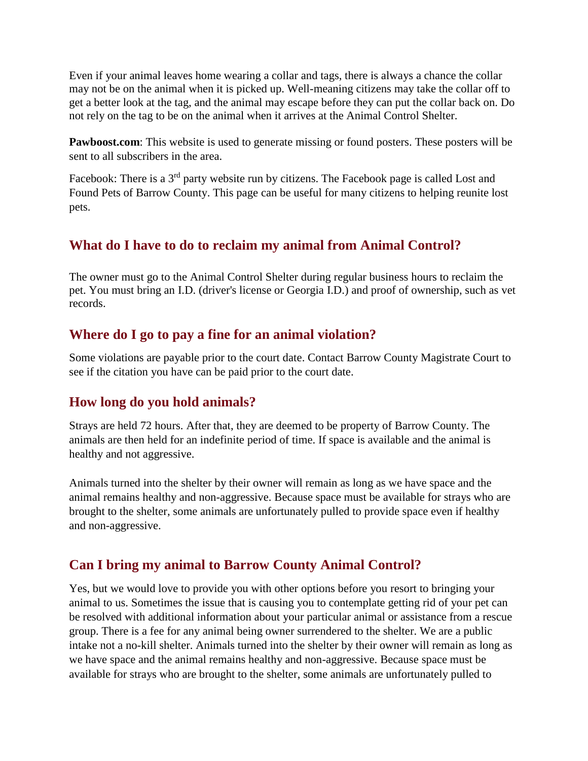Even if your animal leaves home wearing a collar and tags, there is always a chance the collar may not be on the animal when it is picked up. Well-meaning citizens may take the collar off to get a better look at the tag, and the animal may escape before they can put the collar back on. Do not rely on the tag to be on the animal when it arrives at the Animal Control Shelter.

**Pawboost.com**: This website is used to generate missing or found posters. These posters will be sent to all subscribers in the area.

Facebook: There is a 3rd party website run by citizens. The Facebook page is called Lost and Found Pets of Barrow County. This page can be useful for many citizens to helping reunite lost pets.

## What do I have to do to reclaim my animal from Animal Control?

The owner must go to the Animal Control Shelter during regular business hours to reclaim the pet. You must bring an I.D. (driver's license or Georgia I.D.) and proof of ownership, such as vet records.

## Where do I go to pay a fine for an animal violation?

Some violations are payable prior to the court date. Contact Barrow County Magistrate Court to see if the citation you have can be paid prior to the court date.

## How long do you hold animals?

Strays are held 72 hours. After that, they are deemed to be property of Barrow County. The animals are then held for an indefinite period of time. If space is available and the animal is healthy and not aggressive.

Animals turned into the shelter by their owner will remain as long as we have space and the animal remains healthy and non-aggressive. Because space must be available for strays who are brought to the shelter, some animals are unfortunately pulled to provide space even if healthy and non-aggressive.

## Can I bring my animal to Barrow County Animal Control?

Yes, but we would love to provide you with other options before you resort to bringing your animal to us. Sometimes the issue that is causing you to contemplate getting rid of your pet can be resolved with additional information about your particular animal or assistance from a rescue group. There is a fee for any animal being owner surrendered to the shelter. We are a public intake not a no-kill shelter. Animals turned into the shelter by their owner will remain as long as we have space and the animal remains healthy and non-aggressive. Because space must be available for strays who are brought to the shelter, some animals are unfortunately pulled to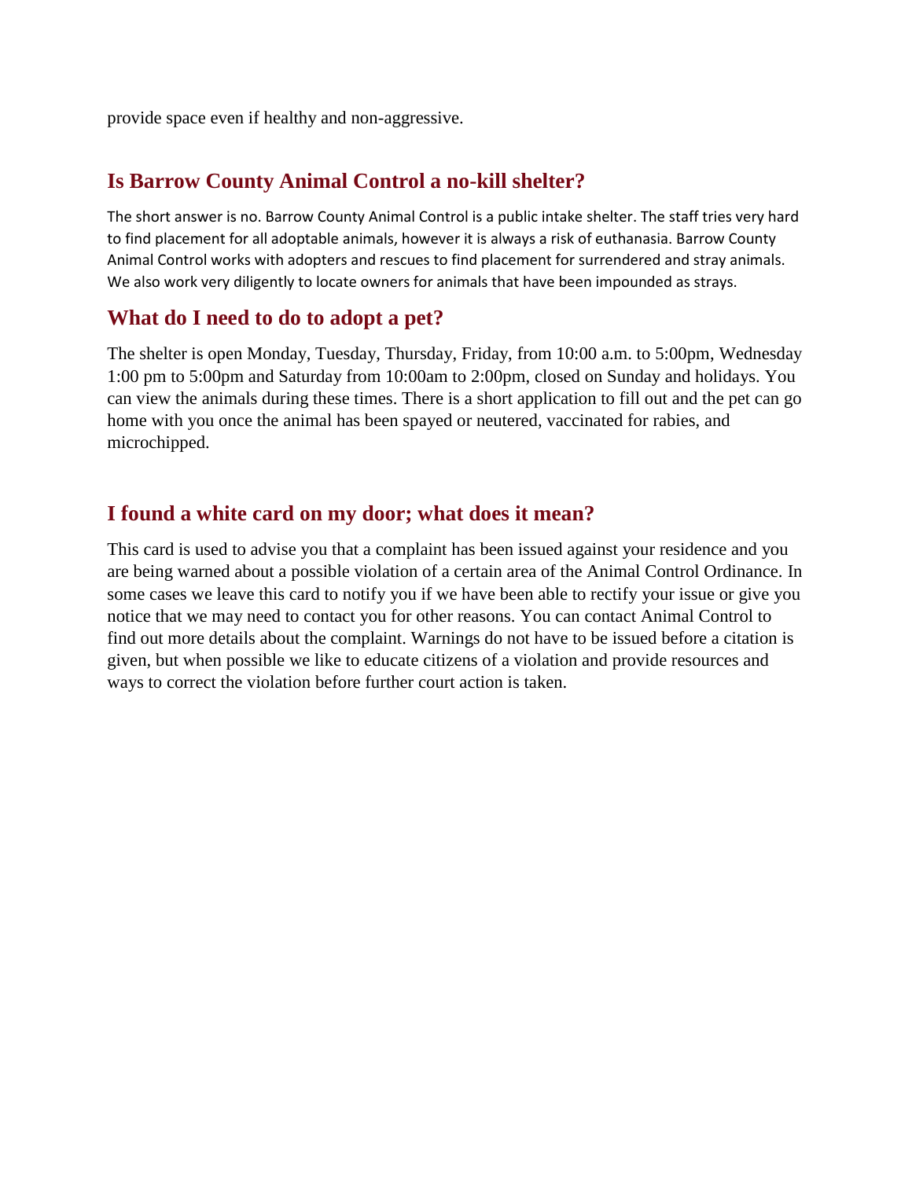provide space even if healthy and non-aggressive.

## Is Barrow County Animal Control a no-kill shelter?

The short answer is no. Barrow County Animal Control is a public intake shelter. The staff tries very hard to find placement for all adoptable animals, however it is always a risk of euthanasia. Barrow County Animal Control works with adopters and rescues to find placement for surrendered and stray animals. We also work very diligently to locate owners for animals that have been impounded as strays.

## What do I need to do to adopt a pet?

The shelter is open Monday, Tuesday, Thursday, Friday, from 10:00 a.m. to 5:00pm, Wednesday 1:00 pm to 5:00pm and Saturday from 10:00am to 2:00pm, closed on Sunday and holidays. You can view the animals during these times. There is a short application to fill out and the pet can go home with you once the animal has been spayed or neutered, vaccinated for rabies, and microchipped.

## I found a white card on my door; what does it mean?

This card is used to advise you that a complaint has been issued against your residence and you are being warned about a possible violation of a certain area of the Animal Control Ordinance. In some cases we leave this card to notify you if we have been able to rectify your issue or give you notice that we may need to contact you for other reasons. You can contact Animal Control to find out more details about the complaint. Warnings do not have to be issued before a citation is given, but when possible we like to educate citizens of a violation and provide resources and ways to correct the violation before further court action is taken.